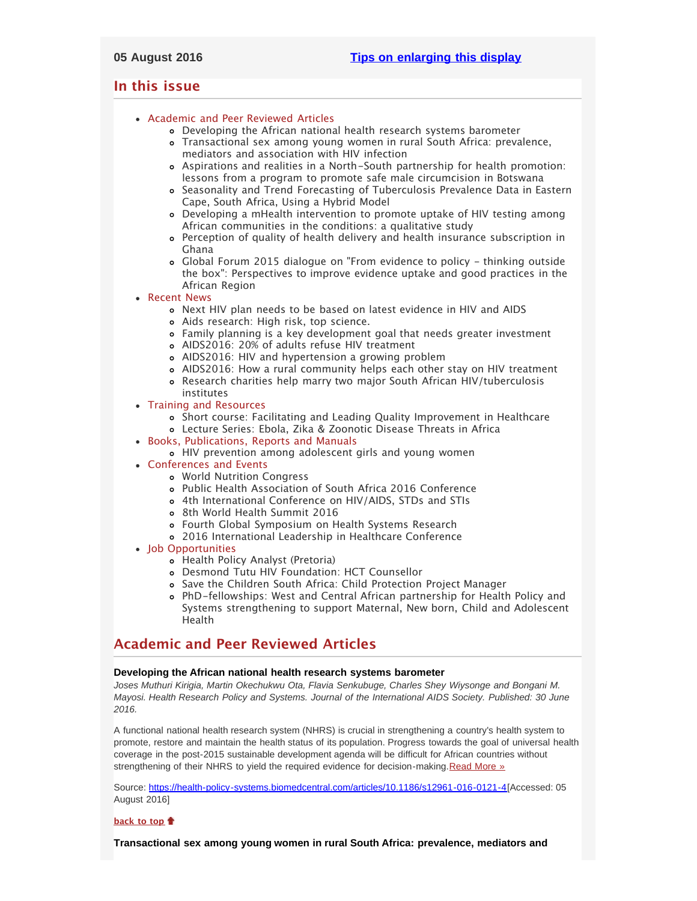**05 August 2016** **Tips on enlarging this display**

## In this issue

- Academic and Peer Reviewed Articles
  - Developing the African national health research systems barometer
  - Transactional sex among young women in rural South Africa: prevalence, mediators and association with HIV infection
  - Aspirations and realities in a North-South partnership for health promotion: lessons from a program to promote safe male circumcision in Botswana
  - Seasonality and Trend Forecasting of Tuberculosis Prevalence Data in Eastern Cape, South Africa, Using a Hybrid Model
  - Developing a mHealth intervention to promote uptake of HIV testing among African communities in the conditions: a qualitative study
  - Perception of quality of health delivery and health insurance subscription in Ghana
  - Global Forum 2015 dialogue on "From evidence to policy - thinking outside the box": Perspectives to improve evidence uptake and good practices in the African Region
- Recent News
  - Next HIV plan needs to be based on latest evidence in HIV and AIDS
  - Aids research: High risk, top science.
  - Family planning is a key development goal that needs greater investment
  - AIDS2016: 20% of adults refuse HIV treatment
  - AIDS2016: HIV and hypertension a growing problem
  - AIDS2016: How a rural community helps each other stay on HIV treatment
  - Research charities help marry two major South African HIV/tuberculosis institutes
- Training and Resources
  - Short course: Facilitating and Leading Quality Improvement in Healthcare
  - Lecture Series: Ebola, Zika & Zoonotic Disease Threats in Africa
- Books, Publications, Reports and Manuals
  - HIV prevention among adolescent girls and young women
- Conferences and Events
  - World Nutrition Congress
  - Public Health Association of South Africa 2016 Conference
  - 4th International Conference on HIV/AIDS, STDs and STIs
  - 8th World Health Summit 2016
  - Fourth Global Symposium on Health Systems Research
  - 2016 International Leadership in Healthcare Conference
- Job Opportunities
  - Health Policy Analyst (Pretoria)
  - Desmond Tutu HIV Foundation: HCT Counsellor
  - Save the Children South Africa: Child Protection Project Manager
  - PhD-fellowships: West and Central African partnership for Health Policy and Systems strengthening to support Maternal, New born, Child and Adolescent Health

## Academic and Peer Reviewed Articles

**Developing the African national health research systems barometer**

*Joses Muthuri Kirigia, Martin Okechukwu Ota, Flavia Senkubuge, Charles Shey Wiysonge and Bongani M. Mayosi. Health Research Policy and Systems. Journal of the International AIDS Society. Published: 30 June 2016.*

A functional national health research system (NHRS) is crucial in strengthening a country's health system to promote, restore and maintain the health status of its population. Progress towards the goal of universal health coverage in the post-2015 sustainable development agenda will be difficult for African countries without strengthening of their NHRS to yield the required evidence for decision-making. Read More »

Source: https://health-policy-systems.biomedcentral.com/articles/10.1186/s12961-016-0121-4[Accessed: 05 August 2016]

**back to top**

**Transactional sex among young women in rural South Africa: prevalence, mediators and**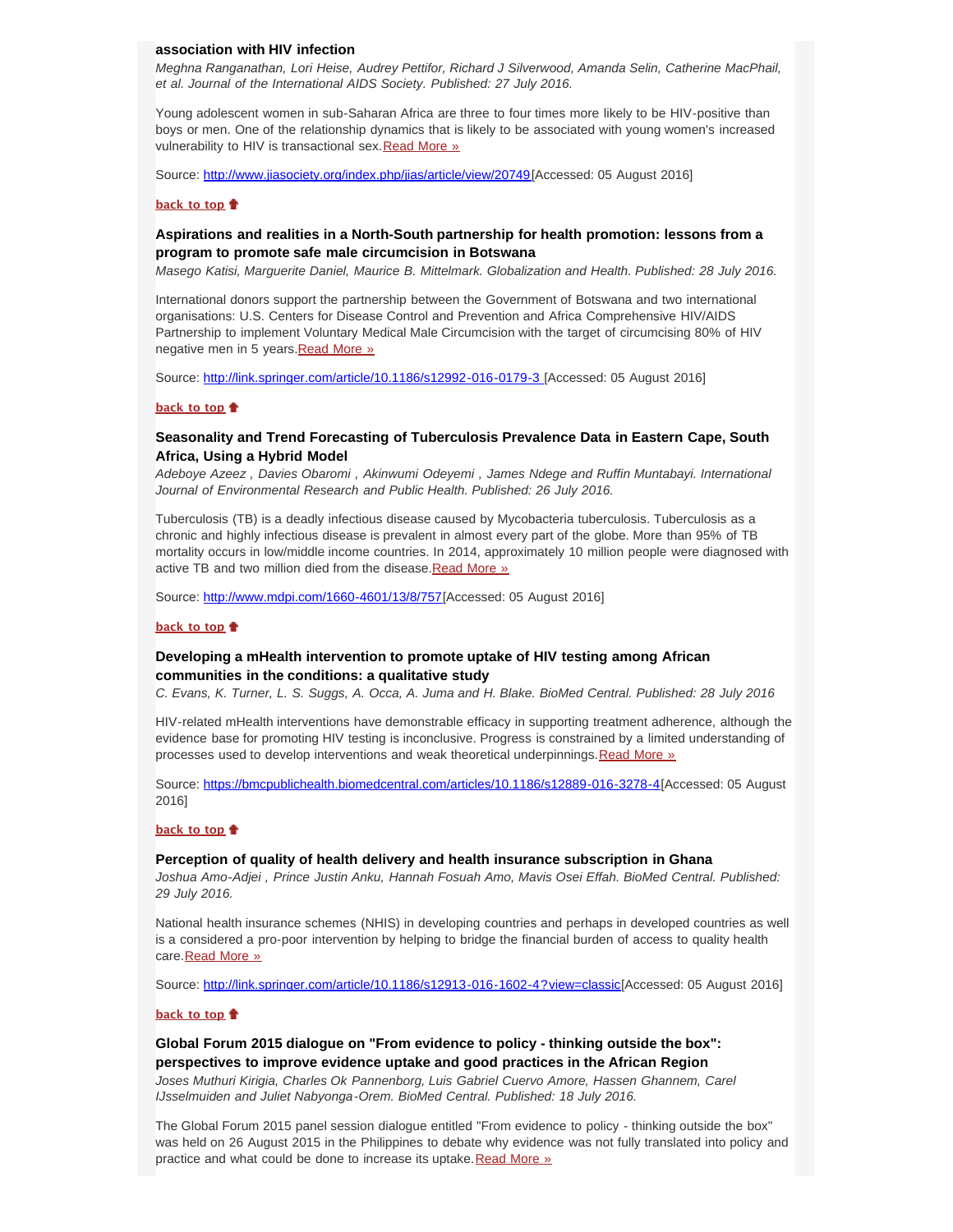**association with HIV infection**

*Meghna Ranganathan, Lori Heise, Audrey Pettifor, Richard J Silverwood, Amanda Selin, Catherine MacPhail, et al. Journal of the International AIDS Society. Published: 27 July 2016.*

Young adolescent women in sub-Saharan Africa are three to four times more likely to be HIV-positive than boys or men. One of the relationship dynamics that is likely to be associated with young women's increased vulnerability to HIV is transactional sex. Read More »

Source: http://www.jiasociety.org/index.php/jias/article/view/20749 [Accessed: 05 August 2016]

**back to top**

### Aspirations and realities in a North-South partnership for health promotion: lessons from a program to promote safe male circumcision in Botswana

*Masego Katisi, Marguerite Daniel, Maurice B. Mittelmark. Globalization and Health. Published: 28 July 2016.*

International donors support the partnership between the Government of Botswana and two international organisations: U.S. Centers for Disease Control and Prevention and Africa Comprehensive HIV/AIDS Partnership to implement Voluntary Medical Male Circumcision with the target of circumcising 80% of HIV negative men in 5 years. Read More »

Source: http://link.springer.com/article/10.1186/s12992-016-0179-3 [Accessed: 05 August 2016]

**back to top**

### Seasonality and Trend Forecasting of Tuberculosis Prevalence Data in Eastern Cape, South Africa, Using a Hybrid Model

*Adeboye Azeez , Davies Obaromi , Akinwumi Odeyemi , James Ndege and Ruffin Muntabayi. International Journal of Environmental Research and Public Health. Published: 26 July 2016.*

Tuberculosis (TB) is a deadly infectious disease caused by Mycobacteria tuberculosis. Tuberculosis as a chronic and highly infectious disease is prevalent in almost every part of the globe. More than 95% of TB mortality occurs in low/middle income countries. In 2014, approximately 10 million people were diagnosed with active TB and two million died from the disease. Read More »

Source: http://www.mdpi.com/1660-4601/13/8/757 [Accessed: 05 August 2016]

**back to top**

### Developing a mHealth intervention to promote uptake of HIV testing among African communities in the conditions: a qualitative study

*C. Evans, K. Turner, L. S. Suggs, A. Occa, A. Juma and H. Blake. BioMed Central. Published: 28 July 2016*

HIV-related mHealth interventions have demonstrable efficacy in supporting treatment adherence, although the evidence base for promoting HIV testing is inconclusive. Progress is constrained by a limited understanding of processes used to develop interventions and weak theoretical underpinnings. Read More »

Source: https://bmcpublichealth.biomedcentral.com/articles/10.1186/s12889-016-3278-4 [Accessed: 05 August 2016]

**back to top**

### Perception of quality of health delivery and health insurance subscription in Ghana

*Joshua Amo-Adjei , Prince Justin Anku, Hannah Fosuah Amo, Mavis Osei Effah. BioMed Central. Published: 29 July 2016.*

National health insurance schemes (NHIS) in developing countries and perhaps in developed countries as well is a considered a pro-poor intervention by helping to bridge the financial burden of access to quality health care. Read More »

Source: http://link.springer.com/article/10.1186/s12913-016-1602-4?view=classic [Accessed: 05 August 2016]

**back to top**

### Global Forum 2015 dialogue on "From evidence to policy - thinking outside the box": perspectives to improve evidence uptake and good practices in the African Region

*Joses Muthuri Kirigia, Charles Ok Pannenborg, Luis Gabriel Cuervo Amore, Hassen Ghannem, Carel IJsselmuiden and Juliet Nabyonga-Orem. BioMed Central. Published: 18 July 2016.*

The Global Forum 2015 panel session dialogue entitled "From evidence to policy - thinking outside the box" was held on 26 August 2015 in the Philippines to debate why evidence was not fully translated into policy and practice and what could be done to increase its uptake. Read More »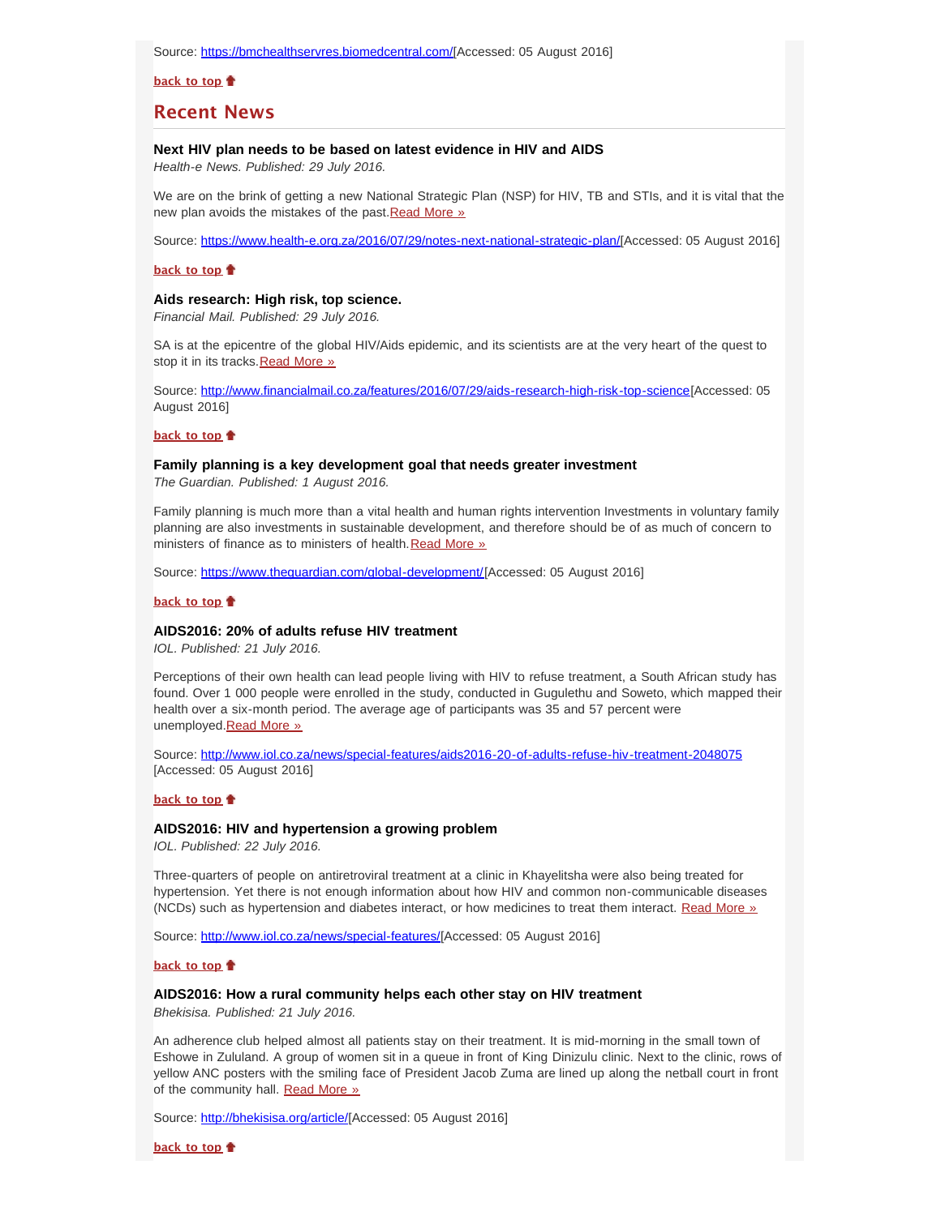Source: https://bmchealthservres.biomedcentral.com/[Accessed: 05 August 2016]

**back to top**

## Recent News

### Next HIV plan needs to be based on latest evidence in HIV and AIDS

*Health-e News. Published: 29 July 2016.*

We are on the brink of getting a new National Strategic Plan (NSP) for HIV, TB and STIs, and it is vital that the new plan avoids the mistakes of the past.Read More »

Source: https://www.health-e.org.za/2016/07/29/notes-next-national-strategic-plan/[Accessed: 05 August 2016]

**back to top**

### Aids research: High risk, top science.

*Financial Mail. Published: 29 July 2016.*

SA is at the epicentre of the global HIV/Aids epidemic, and its scientists are at the very heart of the quest to stop it in its tracks.Read More »

Source: http://www.financialmail.co.za/features/2016/07/29/aids-research-high-risk-top-science[Accessed: 05 August 2016]

**back to top**

### Family planning is a key development goal that needs greater investment

*The Guardian. Published: 1 August 2016.*

Family planning is much more than a vital health and human rights intervention Investments in voluntary family planning are also investments in sustainable development, and therefore should be of as much of concern to ministers of finance as to ministers of health.Read More »

Source: https://www.theguardian.com/global-development/[Accessed: 05 August 2016]

**back to top**

### AIDS2016: 20% of adults refuse HIV treatment

*IOL. Published: 21 July 2016.*

Perceptions of their own health can lead people living with HIV to refuse treatment, a South African study has found. Over 1 000 people were enrolled in the study, conducted in Gugulethu and Soweto, which mapped their health over a six-month period. The average age of participants was 35 and 57 percent were unemployed.Read More »

Source: http://www.iol.co.za/news/special-features/aids2016-20-of-adults-refuse-hiv-treatment-2048075 [Accessed: 05 August 2016]

**back to top**

### AIDS2016: HIV and hypertension a growing problem

*IOL. Published: 22 July 2016.*

Three-quarters of people on antiretroviral treatment at a clinic in Khayelitsha were also being treated for hypertension. Yet there is not enough information about how HIV and common non-communicable diseases (NCDs) such as hypertension and diabetes interact, or how medicines to treat them interact. Read More »

Source: http://www.iol.co.za/news/special-features/[Accessed: 05 August 2016]

**back to top**

### AIDS2016: How a rural community helps each other stay on HIV treatment

*Bhekisisa. Published: 21 July 2016.*

An adherence club helped almost all patients stay on their treatment. It is mid-morning in the small town of Eshowe in Zululand. A group of women sit in a queue in front of King Dinizulu clinic. Next to the clinic, rows of yellow ANC posters with the smiling face of President Jacob Zuma are lined up along the netball court in front of the community hall. Read More »

Source: http://bhekisisa.org/article/[Accessed: 05 August 2016]

**back to top**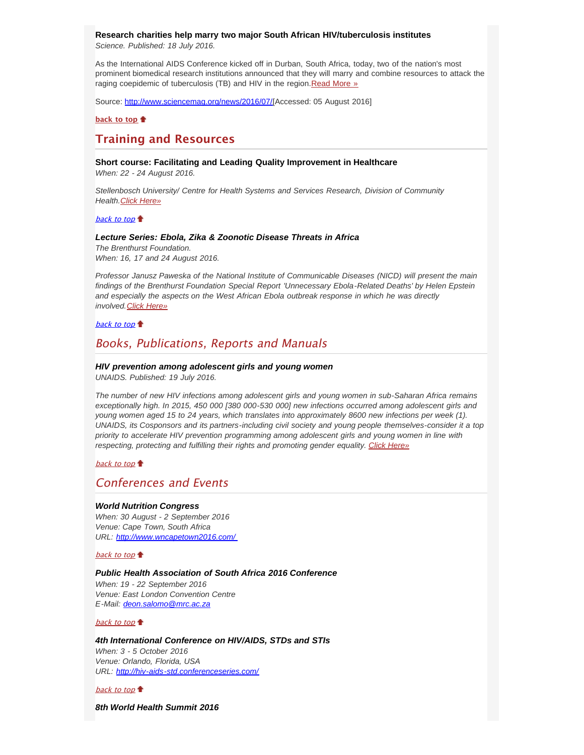**Research charities help marry two major South African HIV/tuberculosis institutes**

*Science. Published: 18 July 2016.*

As the International AIDS Conference kicked off in Durban, South Africa, today, two of the nation's most prominent biomedical research institutions announced that they will marry and combine resources to attack the raging coepidemic of tuberculosis (TB) and HIV in the region. Read More »

Source: http://www.sciencemag.org/news/2016/07/[Accessed: 05 August 2016]

**back to top**

## Training and Resources

**Short course: Facilitating and Leading Quality Improvement in Healthcare**

*When: 22 - 24 August 2016.*

*Stellenbosch University/ Centre for Health Systems and Services Research, Division of Community Health. Click Here»*

*back to top*

***Lecture Series: Ebola, Zika & Zoonotic Disease Threats in Africa***

*The Brenthurst Foundation.*
*When: 16, 17 and 24 August 2016.*

*Professor Janusz Paweska of the National Institute of Communicable Diseases (NICD) will present the main findings of the Brenthurst Foundation Special Report 'Unnecessary Ebola-Related Deaths' by Helen Epstein and especially the aspects on the West African Ebola outbreak response in which he was directly involved. Click Here»*

*back to top*

## *Books, Publications, Reports and Manuals*

***HIV prevention among adolescent girls and young women***

*UNAIDS. Published: 19 July 2016.*

*The number of new HIV infections among adolescent girls and young women in sub-Saharan Africa remains exceptionally high. In 2015, 450 000 [380 000-530 000] new infections occurred among adolescent girls and young women aged 15 to 24 years, which translates into approximately 8600 new infections per week (1). UNAIDS, its Cosponsors and its partners-including civil society and young people themselves-consider it a top priority to accelerate HIV prevention programming among adolescent girls and young women in line with respecting, protecting and fulfilling their rights and promoting gender equality. Click Here»*

*back to top*

## *Conferences and Events*

***World Nutrition Congress***

*When: 30 August - 2 September 2016*
*Venue: Cape Town, South Africa*
*URL: http://www.wncapetown2016.com/*

*back to top*

***Public Health Association of South Africa 2016 Conference***

*When: 19 - 22 September 2016*
*Venue: East London Convention Centre*
*E-Mail: deon.salomo@mrc.ac.za*

*back to top*

***4th International Conference on HIV/AIDS, STDs and STIs***

*When: 3 - 5 October 2016*
*Venue: Orlando, Florida, USA*
*URL: http://hiv-aids-std.conferenceseries.com/*

*back to top*

***8th World Health Summit 2016***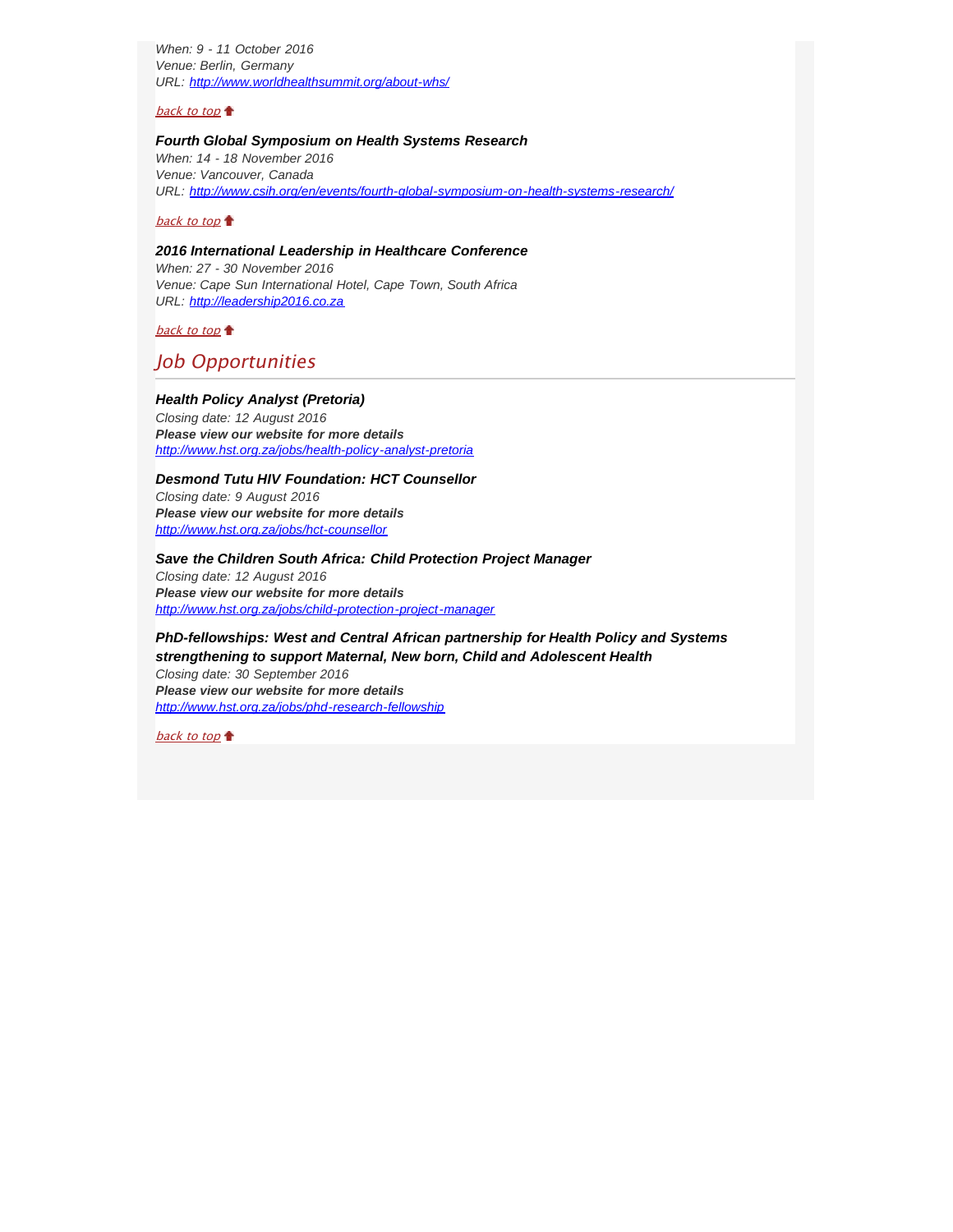*When: 9 - 11 October 2016*
*Venue: Berlin, Germany*
*URL: http://www.worldhealthsummit.org/about-whs/*

back to top

***Fourth Global Symposium on Health Systems Research***
*When: 14 - 18 November 2016*
*Venue: Vancouver, Canada*
*URL: http://www.csih.org/en/events/fourth-global-symposium-on-health-systems-research/*

back to top

***2016 International Leadership in Healthcare Conference***
*When: 27 - 30 November 2016*
*Venue: Cape Sun International Hotel, Cape Town, South Africa*
*URL: http://leadership2016.co.za*

back to top

## Job Opportunities

***Health Policy Analyst (Pretoria)***
*Closing date: 12 August 2016*
***Please view our website for more details***
*http://www.hst.org.za/jobs/health-policy-analyst-pretoria*

***Desmond Tutu HIV Foundation: HCT Counsellor***
*Closing date: 9 August 2016*
***Please view our website for more details***
*http://www.hst.org.za/jobs/hct-counsellor*

***Save the Children South Africa: Child Protection Project Manager***
*Closing date: 12 August 2016*
***Please view our website for more details***
*http://www.hst.org.za/jobs/child-protection-project-manager*

***PhD-fellowships: West and Central African partnership for Health Policy and Systems strengthening to support Maternal, New born, Child and Adolescent Health***
*Closing date: 30 September 2016*
***Please view our website for more details***
*http://www.hst.org.za/jobs/phd-research-fellowship*

back to top